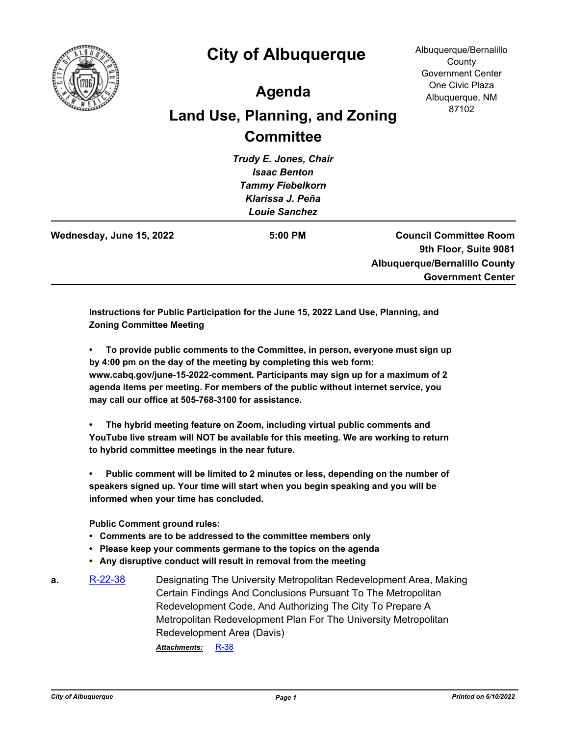# City of Albuquerque

Albuquerque/Bernalillo County Government Center
One Civic Plaza
Albuquerque, NM 87102

## Agenda

## Land Use, Planning, and Zoning Committee

***Trudy E. Jones, Chair***
***Isaac Benton***
***Tammy Fiebelkorn***
***Klarissa J. Peña***
***Louie Sanchez***

**Wednesday, June 15, 2022** | **5:00 PM** | **Council Committee Room, 9th Floor, Suite 9081, Albuquerque/Bernalillo County Government Center**

**Instructions for Public Participation for the June 15, 2022 Land Use, Planning, and Zoning Committee Meeting**

- **To provide public comments to the Committee, in person, everyone must sign up by 4:00 pm on the day of the meeting by completing this web form: www.cabq.gov/june-15-2022-comment. Participants may sign up for a maximum of 2 agenda items per meeting. For members of the public without internet service, you may call our office at 505-768-3100 for assistance.**

- **The hybrid meeting feature on Zoom, including virtual public comments and YouTube live stream will NOT be available for this meeting. We are working to return to hybrid committee meetings in the near future.**

- **Public comment will be limited to 2 minutes or less, depending on the number of speakers signed up. Your time will start when you begin speaking and you will be informed when your time has concluded.**

**Public Comment ground rules:**

- **Comments are to be addressed to the committee members only**
- **Please keep your comments germane to the topics on the agenda**
- **Any disruptive conduct will result in removal from the meeting**

**a.** R-22-38 — Designating The University Metropolitan Redevelopment Area, Making Certain Findings And Conclusions Pursuant To The Metropolitan Redevelopment Code, And Authorizing The City To Prepare A Metropolitan Redevelopment Plan For The University Metropolitan Redevelopment Area (Davis)

***Attachments:*** R-38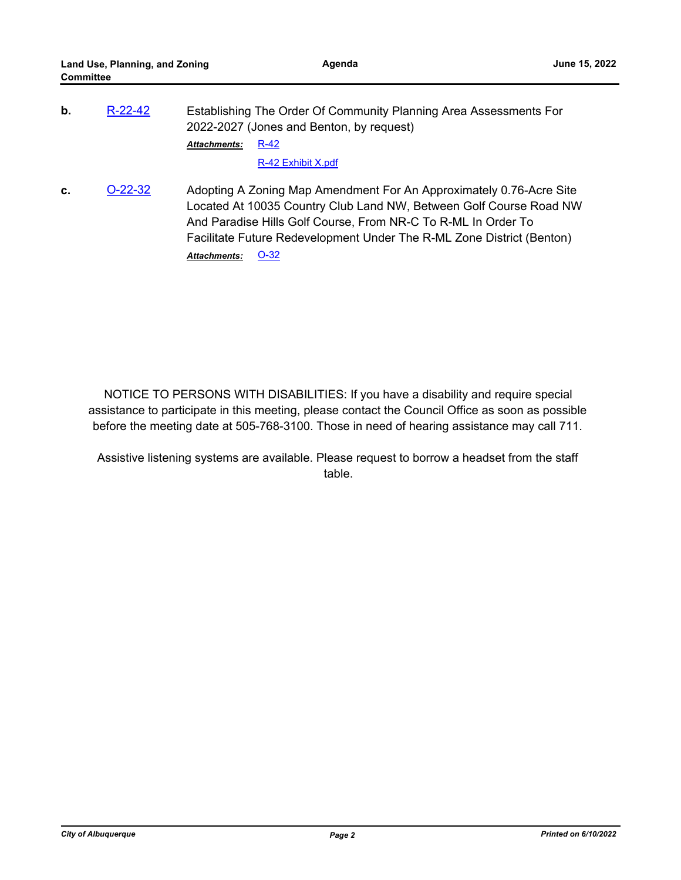**b.** R-22-42 Establishing The Order Of Community Planning Area Assessments For 2022-2027 (Jones and Benton, by request)

***Attachments:*** R-42

R-42 Exhibit X.pdf

**c.** O-22-32 Adopting A Zoning Map Amendment For An Approximately 0.76-Acre Site Located At 10035 Country Club Land NW, Between Golf Course Road NW And Paradise Hills Golf Course, From NR-C To R-ML In Order To Facilitate Future Redevelopment Under The R-ML Zone District (Benton)

***Attachments:*** O-32

NOTICE TO PERSONS WITH DISABILITIES: If you have a disability and require special assistance to participate in this meeting, please contact the Council Office as soon as possible before the meeting date at 505-768-3100. Those in need of hearing assistance may call 711.

Assistive listening systems are available. Please request to borrow a headset from the staff table.